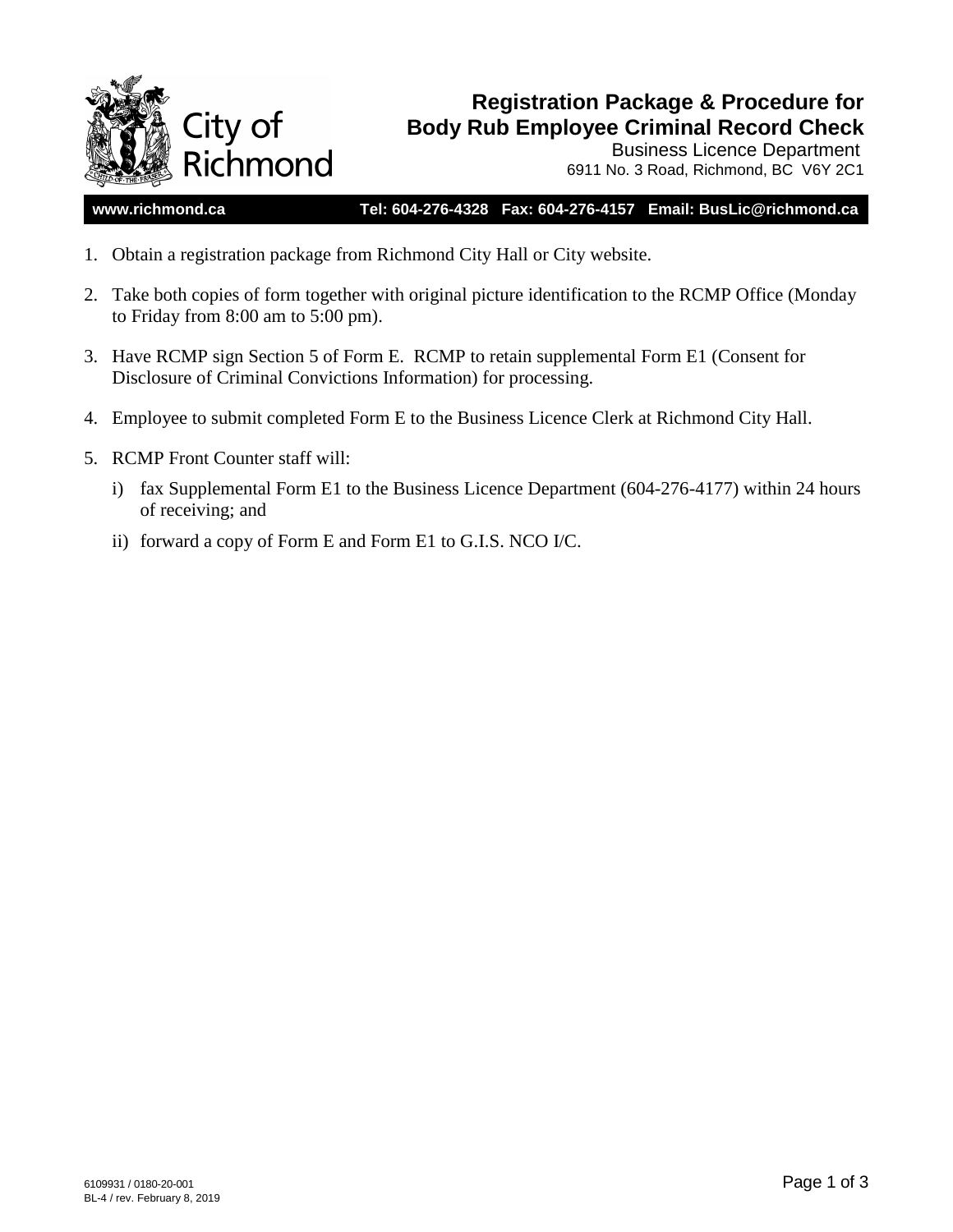City of Richmond

# Registration Package & Procedure for Body Rub Employee Criminal Record Check

Business Licence Department
6911 No. 3 Road, Richmond, BC V6Y 2C1

**www.richmond.ca** **Tel: 604-276-4328 Fax: 604-276-4157 Email: BusLic@richmond.ca**

1. Obtain a registration package from Richmond City Hall or City website.
2. Take both copies of form together with original picture identification to the RCMP Office (Monday to Friday from 8:00 am to 5:00 pm).
3. Have RCMP sign Section 5 of Form E. RCMP to retain supplemental Form E1 (Consent for Disclosure of Criminal Convictions Information) for processing.
4. Employee to submit completed Form E to the Business Licence Clerk at Richmond City Hall.
5. RCMP Front Counter staff will:
   - i) fax Supplemental Form E1 to the Business Licence Department (604-276-4177) within 24 hours of receiving; and
   - ii) forward a copy of Form E and Form E1 to G.I.S. NCO I/C.

6109931 / 0180-20-001
BL-4 / rev. February 8, 2019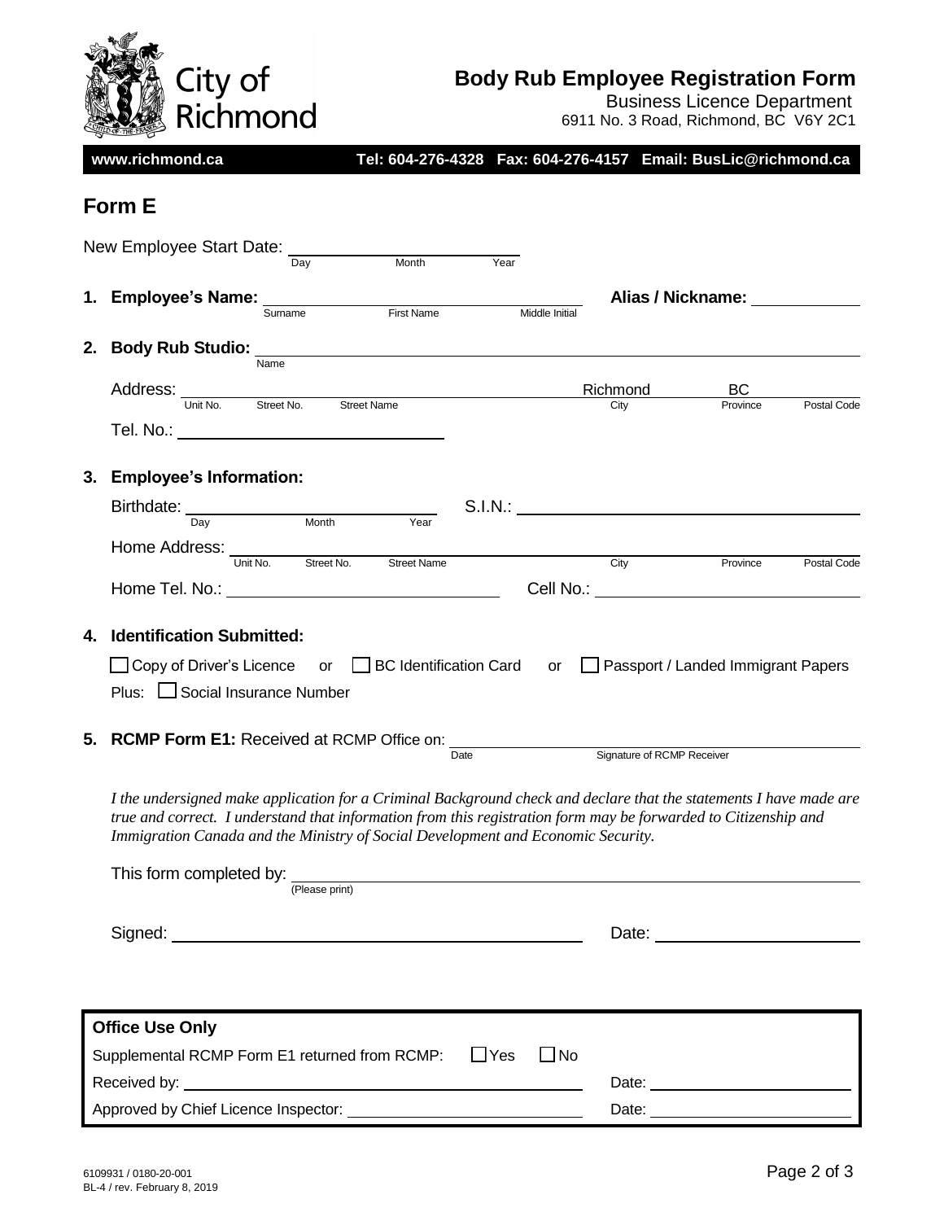City of Richmond

# Body Rub Employee Registration Form

Business Licence Department
6911 No. 3 Road, Richmond, BC V6Y 2C1

**www.richmond.ca** **Tel: 604-276-4328 Fax: 604-276-4157 Email: BusLic@richmond.ca**

## Form E

New Employee Start Date: ____________________
Day Month Year

**1. Employee's Name:** ____________________ **Alias / Nickname:** ____________
Surname First Name Middle Initial

**2. Body Rub Studio:** ____________________
Name

Address: ____________________ Richmond BC ________
Unit No. Street No. Street Name City Province Postal Code

Tel. No.: ____________________

**3. Employee's Information:**

Birthdate: ____________________ S.I.N.: ____________________
Day Month Year

Home Address: ____________________
Unit No. Street No. Street Name City Province Postal Code

Home Tel. No.: ____________________ Cell No.: ____________________

**4. Identification Submitted:**

☐ Copy of Driver's Licence or ☐ BC Identification Card or ☐ Passport / Landed Immigrant Papers

Plus: ☐ Social Insurance Number

**5. RCMP Form E1:** Received at RCMP Office on: ____________________
Date Signature of RCMP Receiver

*I the undersigned make application for a Criminal Background check and declare that the statements I have made are true and correct. I understand that information from this registration form may be forwarded to Citizenship and Immigration Canada and the Ministry of Social Development and Economic Security.*

This form completed by: ____________________
(Please print)

Signed: ____________________ Date: ____________________

**Office Use Only**

Supplemental RCMP Form E1 returned from RCMP: ☐ Yes ☐ No

Received by: ____________________ Date: ____________________

Approved by Chief Licence Inspector: ____________________ Date: ____________________

6109931 / 0180-20-001
BL-4 / rev. February 8, 2019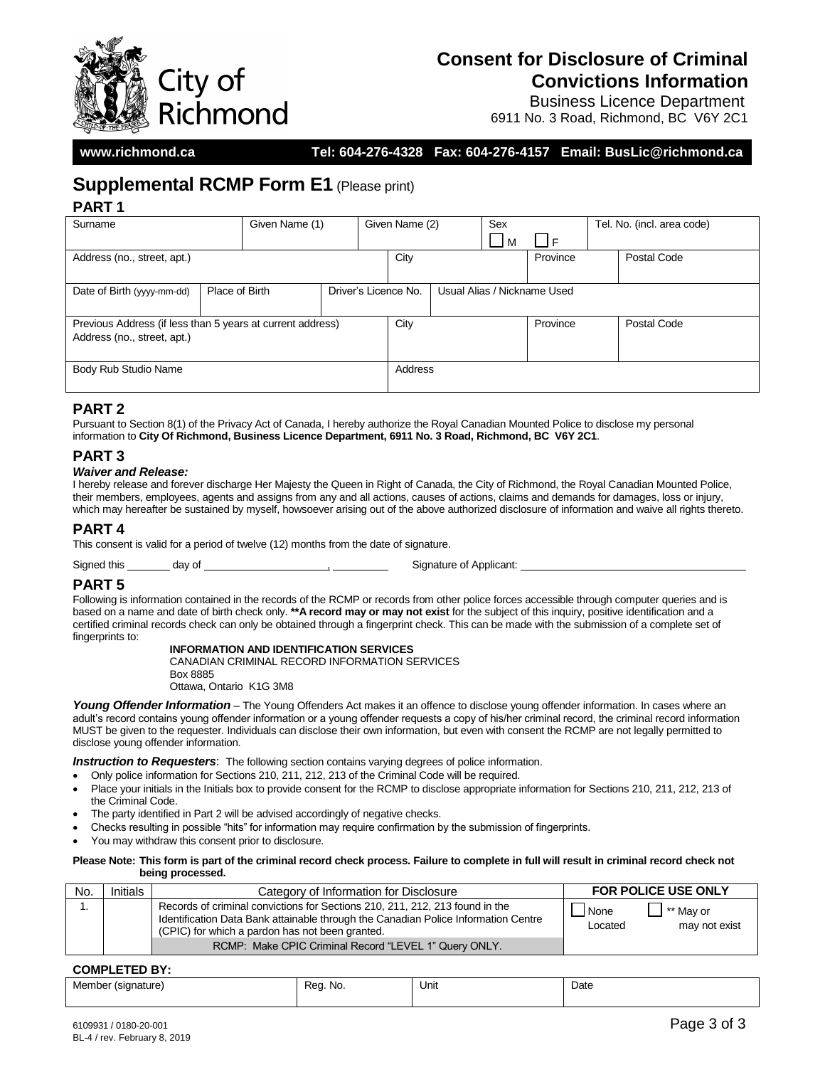City of Richmond

# Consent for Disclosure of Criminal Convictions Information

Business Licence Department
6911 No. 3 Road, Richmond, BC V6Y 2C1

**www.richmond.ca** **Tel: 604-276-4328 Fax: 604-276-4157 Email: BusLic@richmond.ca**

## Supplemental RCMP Form E1 (Please print)

### PART 1

| Surname | Given Name (1) | Given Name (2) | Sex ☐ M ☐ F | Tel. No. (incl. area code) |
|---|---|---|---|---|
| | | | | |

| Address (no., street, apt.) | City | Province | Postal Code |
|---|---|---|---|
| | | | |

| Date of Birth (yyyy-mm-dd) | Place of Birth | Driver's Licence No. | Usual Alias / Nickname Used |
|---|---|---|---|
| | | | |

| Previous Address (if less than 5 years at current address) Address (no., street, apt.) | City | Province | Postal Code |
|---|---|---|---|
| | | | |

| Body Rub Studio Name | Address |
|---|---|
| | |

### PART 2

Pursuant to Section 8(1) of the Privacy Act of Canada, I hereby authorize the Royal Canadian Mounted Police to disclose my personal information to **City Of Richmond, Business Licence Department, 6911 No. 3 Road, Richmond, BC V6Y 2C1**.

### PART 3

***Waiver and Release:***

I hereby release and forever discharge Her Majesty the Queen in Right of Canada, the City of Richmond, the Royal Canadian Mounted Police, their members, employees, agents and assigns from any and all actions, causes of actions, claims and demands for damages, loss or injury, which may hereafter be sustained by myself, howsoever arising out of the above authorized disclosure of information and waive all rights thereto.

### PART 4

This consent is valid for a period of twelve (12) months from the date of signature.

Signed this _______ day of ____________________, _________ Signature of Applicant: ____________________________________

### PART 5

Following is information contained in the records of the RCMP or records from other police forces accessible through computer queries and is based on a name and date of birth check only. **\*\*A record may or may not exist** for the subject of this inquiry, positive identification and a certified criminal records check can only be obtained through a fingerprint check. This can be made with the submission of a complete set of fingerprints to:

> **INFORMATION AND IDENTIFICATION SERVICES**
> CANADIAN CRIMINAL RECORD INFORMATION SERVICES
> Box 8885
> Ottawa, Ontario K1G 3M8

***Young Offender Information*** – The Young Offenders Act makes it an offence to disclose young offender information. In cases where an adult's record contains young offender information or a young offender requests a copy of his/her criminal record, the criminal record information MUST be given to the requester. Individuals can disclose their own information, but even with consent the RCMP are not legally permitted to disclose young offender information.

***Instruction to Requesters***: The following section contains varying degrees of police information.

- Only police information for Sections 210, 211, 212, 213 of the Criminal Code will be required.
- Place your initials in the Initials box to provide consent for the RCMP to disclose appropriate information for Sections 210, 211, 212, 213 of the Criminal Code.
- The party identified in Part 2 will be advised accordingly of negative checks.
- Checks resulting in possible "hits" for information may require confirmation by the submission of fingerprints.
- You may withdraw this consent prior to disclosure.

**Please Note: This form is part of the criminal record check process. Failure to complete in full will result in criminal record check not being processed.**

| No. | Initials | Category of Information for Disclosure | FOR POLICE USE ONLY |
|---|---|---|---|
| 1. | | Records of criminal convictions for Sections 210, 211, 212, 213 found in the Identification Data Bank attainable through the Canadian Police Information Centre (CPIC) for which a pardon has not been granted. | ☐ None Located ☐ \*\* May or may not exist |
| | | RCMP: Make CPIC Criminal Record "LEVEL 1" Query ONLY. | |

**COMPLETED BY:**

| Member (signature) | Reg. No. | Unit | Date |
|---|---|---|---|
| | | | |

6109931 / 0180-20-001
BL-4 / rev. February 8, 2019